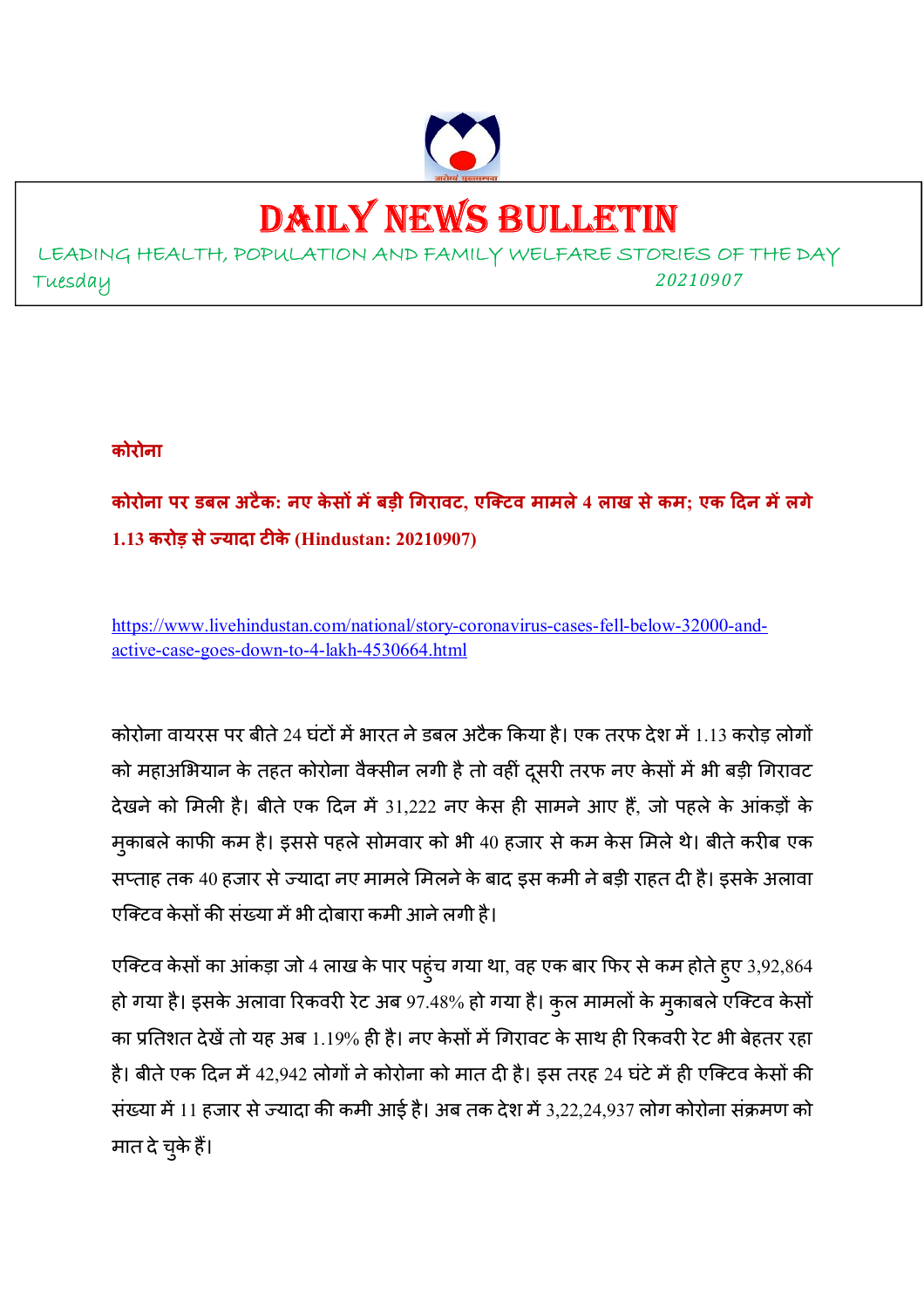# DAILY NEWS BULLETIN

LEADING HEALTH, POPULATION AND FAMILY WELFARE STORIES OF THE DAY

Tuesday 20210907

**कोरोना**

**कोरोना पर डबल अटैक: नए केसों में बड़ी गिरावट, एक्टिव मामले 4 लाख से कम; एक दिन में लगे 1.13 करोड़ से ज्यादा टीके (Hindustan: 20210907)**

https://www.livehindustan.com/national/story-coronavirus-cases-fell-below-32000-and-active-case-goes-down-to-4-lakh-4530664.html

कोरोना वायरस पर बीते 24 घंटों में भारत ने डबल अटैक किया है। एक तरफ देश में 1.13 करोड़ लोगों को महाअभियान के तहत कोरोना वैक्सीन लगी है तो वहीं दूसरी तरफ नए केसों में भी बड़ी गिरावट देखने को मिली है। बीते एक दिन में 31,222 नए केस ही सामने आए हैं, जो पहले के आंकड़ों के मुकाबले काफी कम है। इससे पहले सोमवार को भी 40 हजार से कम केस मिले थे। बीते करीब एक सप्ताह तक 40 हजार से ज्यादा नए मामले मिलने के बाद इस कमी ने बड़ी राहत दी है। इसके अलावा एक्टिव केसों की संख्या में भी दोबारा कमी आने लगी है।

एक्टिव केसों का आंकड़ा जो 4 लाख के पार पहुंच गया था, वह एक बार फिर से कम होते हुए 3,92,864 हो गया है। इसके अलावा रिकवरी रेट अब 97.48% हो गया है। कुल मामलों के मुकाबले एक्टिव केसों का प्रतिशत देखें तो यह अब 1.19% ही है। नए केसों में गिरावट के साथ ही रिकवरी रेट भी बेहतर रहा है। बीते एक दिन में 42,942 लोगों ने कोरोना को मात दी है। इस तरह 24 घंटे में ही एक्टिव केसों की संख्या में 11 हजार से ज्यादा की कमी आई है। अब तक देश में 3,22,24,937 लोग कोरोना संक्रमण को मात दे चुके हैं।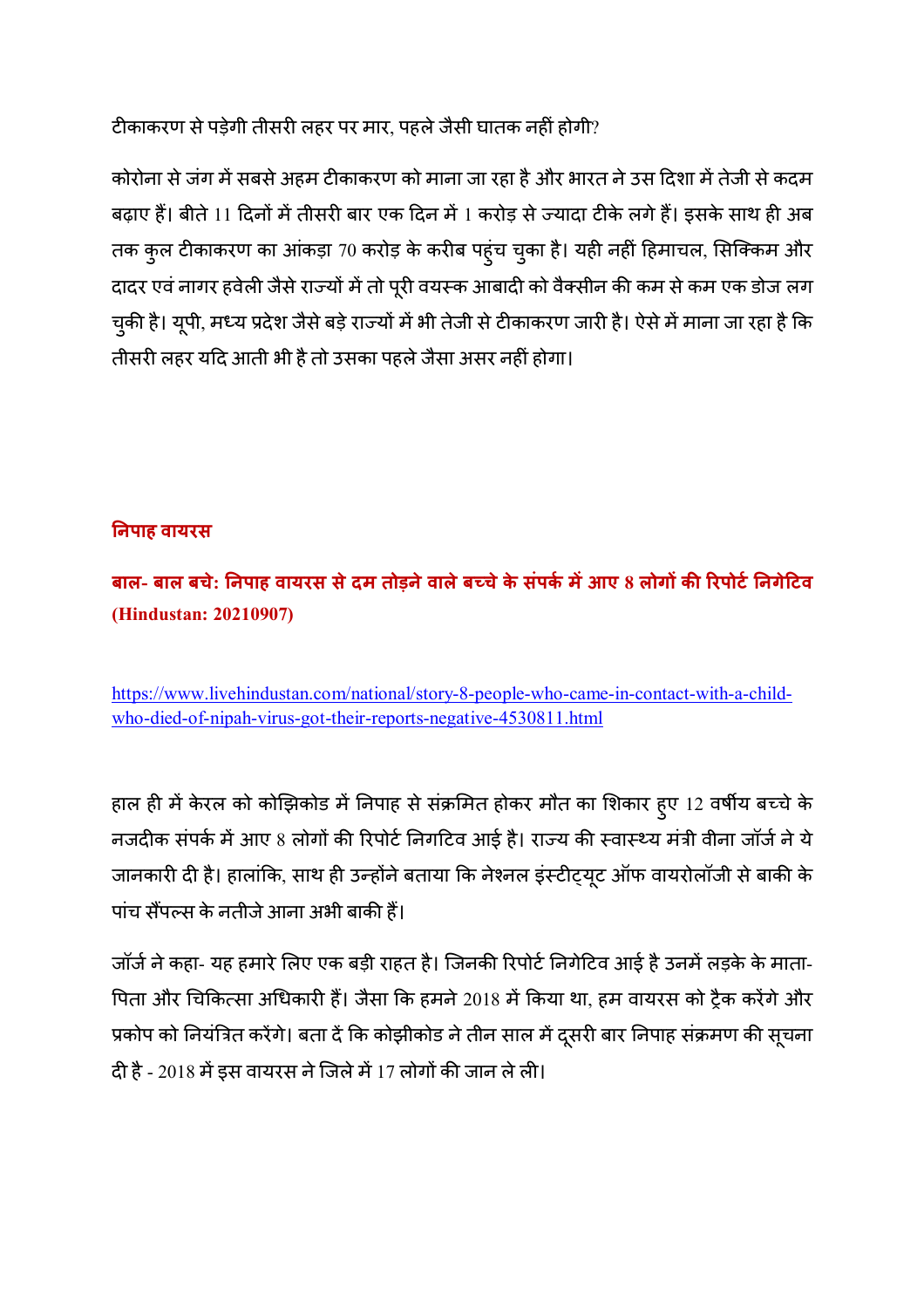टीकाकरण से पड़ेगी तीसरी लहर पर मार, पहले जैसी घातक नहीं होगी?

कोरोना से जंग में सबसे अहम टीकाकरण को माना जा रहा है और भारत ने उस दिशा में तेजी से कदम बढ़ाए हैं। बीते 11 दिनों में तीसरी बार एक दिन में 1 करोड़ से ज्यादा टीके लगे हैं। इसके साथ ही अब तक कुल टीकाकरण का आंकड़ा 70 करोड़ के करीब पहुंच चुका है। यही नहीं हिमाचल, सिक्किम और दादर एवं नागर हवेली जैसे राज्यों में तो पूरी वयस्क आबादी को वैक्सीन की कम से कम एक डोज लग चुकी है। यूपी, मध्य प्रदेश जैसे बड़े राज्यों में भी तेजी से टीकाकरण जारी है। ऐसे में माना जा रहा है कि तीसरी लहर यदि आती भी है तो उसका पहले जैसा असर नहीं होगा।

## निपाह वायरस

**बाल- बाल बचे: निपाह वायरस से दम तोड़ने वाले बच्चे के संपर्क में आए 8 लोगों की रिपोर्ट निगेटिव (Hindustan: 20210907)**

https://www.livehindustan.com/national/story-8-people-who-came-in-contact-with-a-child-who-died-of-nipah-virus-got-their-reports-negative-4530811.html

हाल ही में केरल को कोझिकोड में निपाह से संक्रमित होकर मौत का शिकार हुए 12 वर्षीय बच्चे के नजदीक संपर्क में आए 8 लोगों की रिपोर्ट निगटिव आई है। राज्य की स्वास्थ्य मंत्री वीना जॉर्ज ने ये जानकारी दी है। हालांकि, साथ ही उन्होंने बताया कि नेश्नल इंस्टीट्यूट ऑफ वायरोलॉजी से बाकी के पांच सैंपल्स के नतीजे आना अभी बाकी हैं।

जॉर्ज ने कहा- यह हमारे लिए एक बड़ी राहत है। जिनकी रिपोर्ट निगेटिव आई है उनमें लड़के के माता-पिता और चिकित्सा अधिकारी हैं। जैसा कि हमने 2018 में किया था, हम वायरस को ट्रैक करेंगे और प्रकोप को नियंत्रित करेंगे। बता दें कि कोझीकोड ने तीन साल में दूसरी बार निपाह संक्रमण की सूचना दी है - 2018 में इस वायरस ने जिले में 17 लोगों की जान ले ली।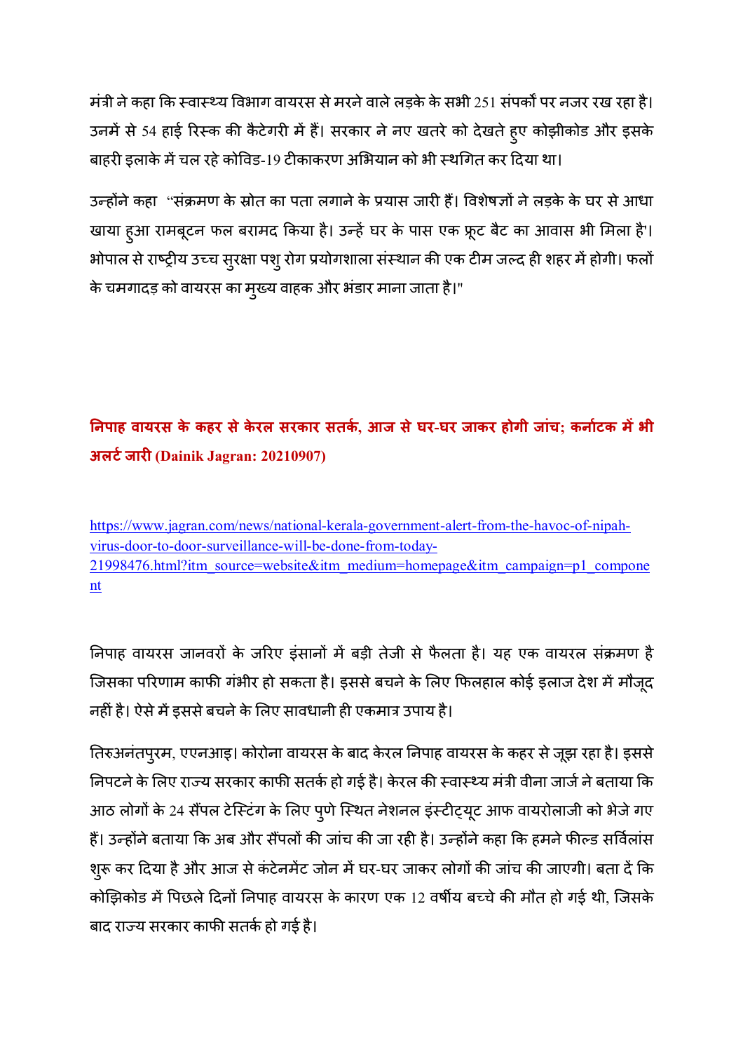मंत्री ने कहा कि स्वास्थ्य विभाग वायरस से मरने वाले लड़के के सभी 251 संपर्कों पर नजर रख रहा है। उनमें से 54 हाई रिस्क की कैटेगरी में हैं। सरकार ने नए खतरे को देखते हुए कोझीकोड और इसके बाहरी इलाके में चल रहे कोविड-19 टीकाकरण अभियान को भी स्थगित कर दिया था।

उन्होंने कहा "संक्रमण के स्रोत का पता लगाने के प्रयास जारी हैं। विशेषज्ञों ने लड़के के घर से आधा खाया हुआ रामबूटन फल बरामद किया है। उन्हें घर के पास एक फ्रूट बैट का आवास भी मिला है'। भोपाल से राष्ट्रीय उच्च सुरक्षा पशु रोग प्रयोगशाला संस्थान की एक टीम जल्द ही शहर में होगी। फलों के चमगादड़ को वायरस का मुख्य वाहक और भंडार माना जाता है।"

## निपाह वायरस के कहर से केरल सरकार सतर्क, आज से घर-घर जाकर होगी जांच; कर्नाटक में भी अलर्ट जारी (Dainik Jagran: 20210907)

https://www.jagran.com/news/national-kerala-government-alert-from-the-havoc-of-nipah-virus-door-to-door-surveillance-will-be-done-from-today-21998476.html?itm_source=website&itm_medium=homepage&itm_campaign=p1_component

निपाह वायरस जानवरों के जरिए इंसानों में बड़ी तेजी से फैलता है। यह एक वायरल संक्रमण है जिसका परिणाम काफी गंभीर हो सकता है। इससे बचने के लिए फिलहाल कोई इलाज देश में मौजूद नहीं है। ऐसे में इससे बचने के लिए सावधानी ही एकमात्र उपाय है।

तिरुअनंतपुरम, एएनआइ। कोरोना वायरस के बाद केरल निपाह वायरस के कहर से जूझ रहा है। इससे निपटने के लिए राज्य सरकार काफी सतर्क हो गई है। केरल की स्वास्थ्य मंत्री वीना जार्ज ने बताया कि आठ लोगों के 24 सैंपल टेस्टिंग के लिए पुणे स्थित नेशनल इंस्टीट्यूट आफ वायरोलाजी को भेजे गए हैं। उन्होंने बताया कि अब और सैंपलों की जांच की जा रही है। उन्होंने कहा कि हमने फील्ड सर्विलांस शुरू कर दिया है और आज से कंटेनमेंट जोन में घर-घर जाकर लोगों की जांच की जाएगी। बता दें कि कोझिकोड में पिछले दिनों निपाह वायरस के कारण एक 12 वर्षीय बच्चे की मौत हो गई थी, जिसके बाद राज्य सरकार काफी सतर्क हो गई है।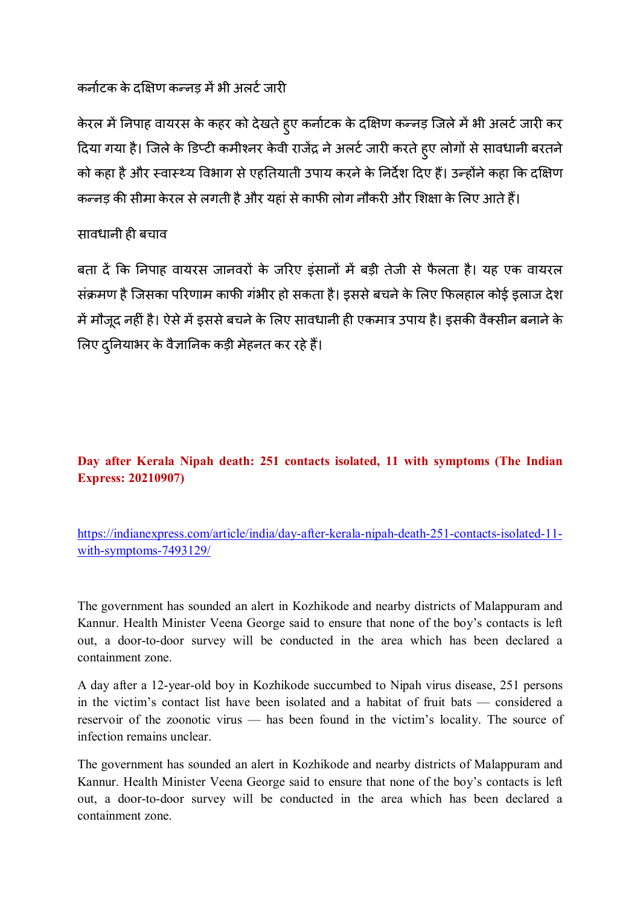कर्नाटक के दक्षिण कन्नड़ में भी अलर्ट जारी

केरल में निपाह वायरस के कहर को देखते हुए कर्नाटक के दक्षिण कन्नड़ जिले में भी अलर्ट जारी कर दिया गया है। जिले के डिप्टी कमीश्नर केवी राजेंद्र ने अलर्ट जारी करते हुए लोगों से सावधानी बरतने को कहा है और स्वास्थ्य विभाग से एहतियाती उपाय करने के निर्देश दिए हैं। उन्होंने कहा कि दक्षिण कन्नड़ की सीमा केरल से लगती है और यहां से काफी लोग नौकरी और शिक्षा के लिए आते हैं।

सावधानी ही बचाव

बता दें कि निपाह वायरस जानवरों के जरिए इंसानों में बड़ी तेजी से फैलता है। यह एक वायरल संक्रमण है जिसका परिणाम काफी गंभीर हो सकता है। इससे बचने के लिए फिलहाल कोई इलाज देश में मौजूद नहीं है। ऐसे में इससे बचने के लिए सावधानी ही एकमात्र उपाय है। इसकी वैक्सीन बनाने के लिए दुनियाभर के वैज्ञानिक कड़ी मेहनत कर रहे हैं।

**Day after Kerala Nipah death: 251 contacts isolated, 11 with symptoms (The Indian Express: 20210907)**

https://indianexpress.com/article/india/day-after-kerala-nipah-death-251-contacts-isolated-11-with-symptoms-7493129/

The government has sounded an alert in Kozhikode and nearby districts of Malappuram and Kannur. Health Minister Veena George said to ensure that none of the boy's contacts is left out, a door-to-door survey will be conducted in the area which has been declared a containment zone.

A day after a 12-year-old boy in Kozhikode succumbed to Nipah virus disease, 251 persons in the victim's contact list have been isolated and a habitat of fruit bats — considered a reservoir of the zoonotic virus — has been found in the victim's locality. The source of infection remains unclear.

The government has sounded an alert in Kozhikode and nearby districts of Malappuram and Kannur. Health Minister Veena George said to ensure that none of the boy's contacts is left out, a door-to-door survey will be conducted in the area which has been declared a containment zone.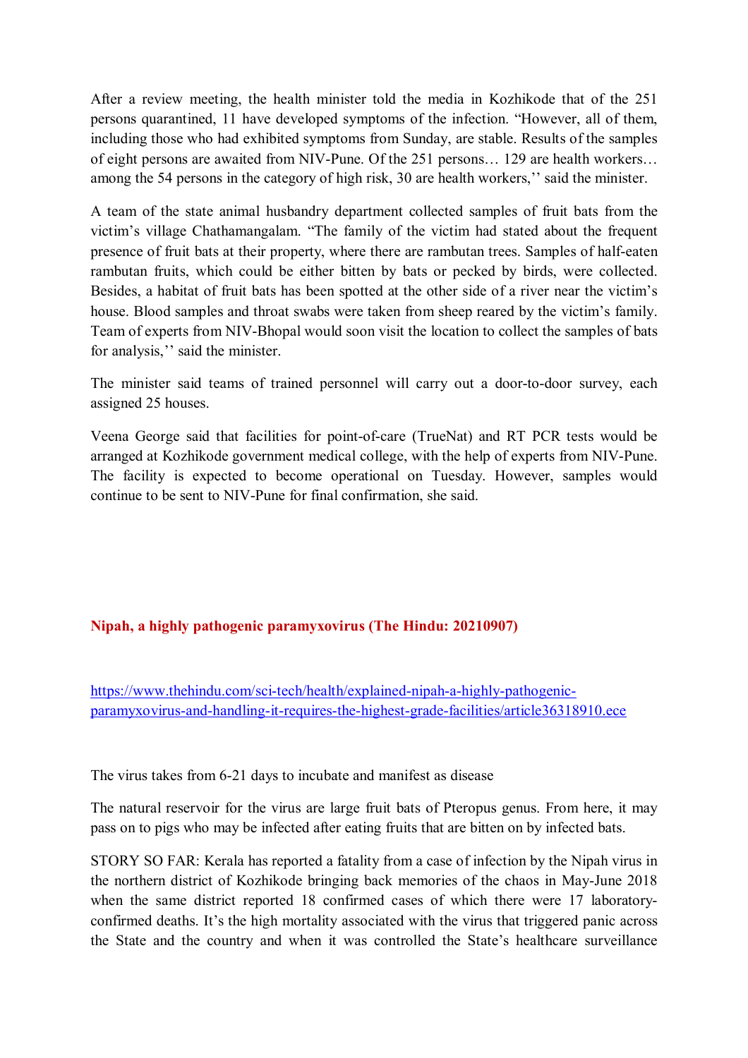After a review meeting, the health minister told the media in Kozhikode that of the 251 persons quarantined, 11 have developed symptoms of the infection. "However, all of them, including those who had exhibited symptoms from Sunday, are stable. Results of the samples of eight persons are awaited from NIV-Pune. Of the 251 persons… 129 are health workers… among the 54 persons in the category of high risk, 30 are health workers,'' said the minister.

A team of the state animal husbandry department collected samples of fruit bats from the victim's village Chathamangalam. "The family of the victim had stated about the frequent presence of fruit bats at their property, where there are rambutan trees. Samples of half-eaten rambutan fruits, which could be either bitten by bats or pecked by birds, were collected. Besides, a habitat of fruit bats has been spotted at the other side of a river near the victim's house. Blood samples and throat swabs were taken from sheep reared by the victim's family. Team of experts from NIV-Bhopal would soon visit the location to collect the samples of bats for analysis,'' said the minister.

The minister said teams of trained personnel will carry out a door-to-door survey, each assigned 25 houses.

Veena George said that facilities for point-of-care (TrueNat) and RT PCR tests would be arranged at Kozhikode government medical college, with the help of experts from NIV-Pune. The facility is expected to become operational on Tuesday. However, samples would continue to be sent to NIV-Pune for final confirmation, she said.

## Nipah, a highly pathogenic paramyxovirus (The Hindu: 20210907)

https://www.thehindu.com/sci-tech/health/explained-nipah-a-highly-pathogenic-paramyxovirus-and-handling-it-requires-the-highest-grade-facilities/article36318910.ece

The virus takes from 6-21 days to incubate and manifest as disease

The natural reservoir for the virus are large fruit bats of Pteropus genus. From here, it may pass on to pigs who may be infected after eating fruits that are bitten on by infected bats.

STORY SO FAR: Kerala has reported a fatality from a case of infection by the Nipah virus in the northern district of Kozhikode bringing back memories of the chaos in May-June 2018 when the same district reported 18 confirmed cases of which there were 17 laboratory-confirmed deaths. It's the high mortality associated with the virus that triggered panic across the State and the country and when it was controlled the State's healthcare surveillance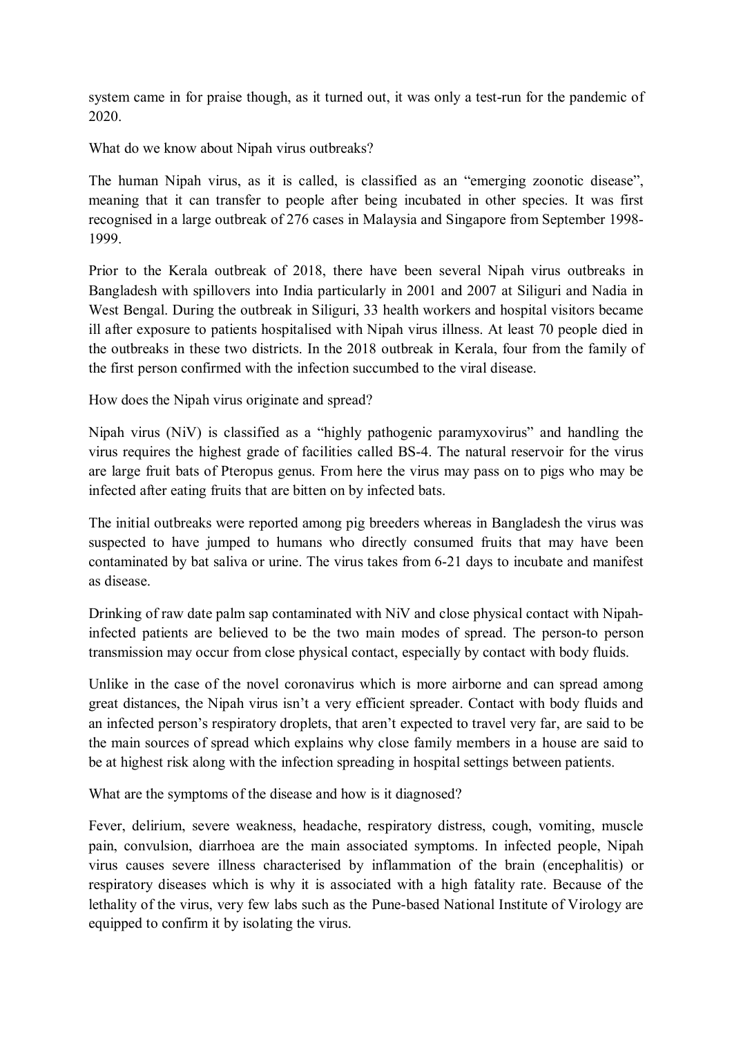system came in for praise though, as it turned out, it was only a test-run for the pandemic of 2020.

What do we know about Nipah virus outbreaks?

The human Nipah virus, as it is called, is classified as an "emerging zoonotic disease", meaning that it can transfer to people after being incubated in other species. It was first recognised in a large outbreak of 276 cases in Malaysia and Singapore from September 1998-1999.

Prior to the Kerala outbreak of 2018, there have been several Nipah virus outbreaks in Bangladesh with spillovers into India particularly in 2001 and 2007 at Siliguri and Nadia in West Bengal. During the outbreak in Siliguri, 33 health workers and hospital visitors became ill after exposure to patients hospitalised with Nipah virus illness. At least 70 people died in the outbreaks in these two districts. In the 2018 outbreak in Kerala, four from the family of the first person confirmed with the infection succumbed to the viral disease.

How does the Nipah virus originate and spread?

Nipah virus (NiV) is classified as a "highly pathogenic paramyxovirus" and handling the virus requires the highest grade of facilities called BS-4. The natural reservoir for the virus are large fruit bats of Pteropus genus. From here the virus may pass on to pigs who may be infected after eating fruits that are bitten on by infected bats.

The initial outbreaks were reported among pig breeders whereas in Bangladesh the virus was suspected to have jumped to humans who directly consumed fruits that may have been contaminated by bat saliva or urine. The virus takes from 6-21 days to incubate and manifest as disease.

Drinking of raw date palm sap contaminated with NiV and close physical contact with Nipah-infected patients are believed to be the two main modes of spread. The person-to person transmission may occur from close physical contact, especially by contact with body fluids.

Unlike in the case of the novel coronavirus which is more airborne and can spread among great distances, the Nipah virus isn't a very efficient spreader. Contact with body fluids and an infected person's respiratory droplets, that aren't expected to travel very far, are said to be the main sources of spread which explains why close family members in a house are said to be at highest risk along with the infection spreading in hospital settings between patients.

What are the symptoms of the disease and how is it diagnosed?

Fever, delirium, severe weakness, headache, respiratory distress, cough, vomiting, muscle pain, convulsion, diarrhoea are the main associated symptoms. In infected people, Nipah virus causes severe illness characterised by inflammation of the brain (encephalitis) or respiratory diseases which is why it is associated with a high fatality rate. Because of the lethality of the virus, very few labs such as the Pune-based National Institute of Virology are equipped to confirm it by isolating the virus.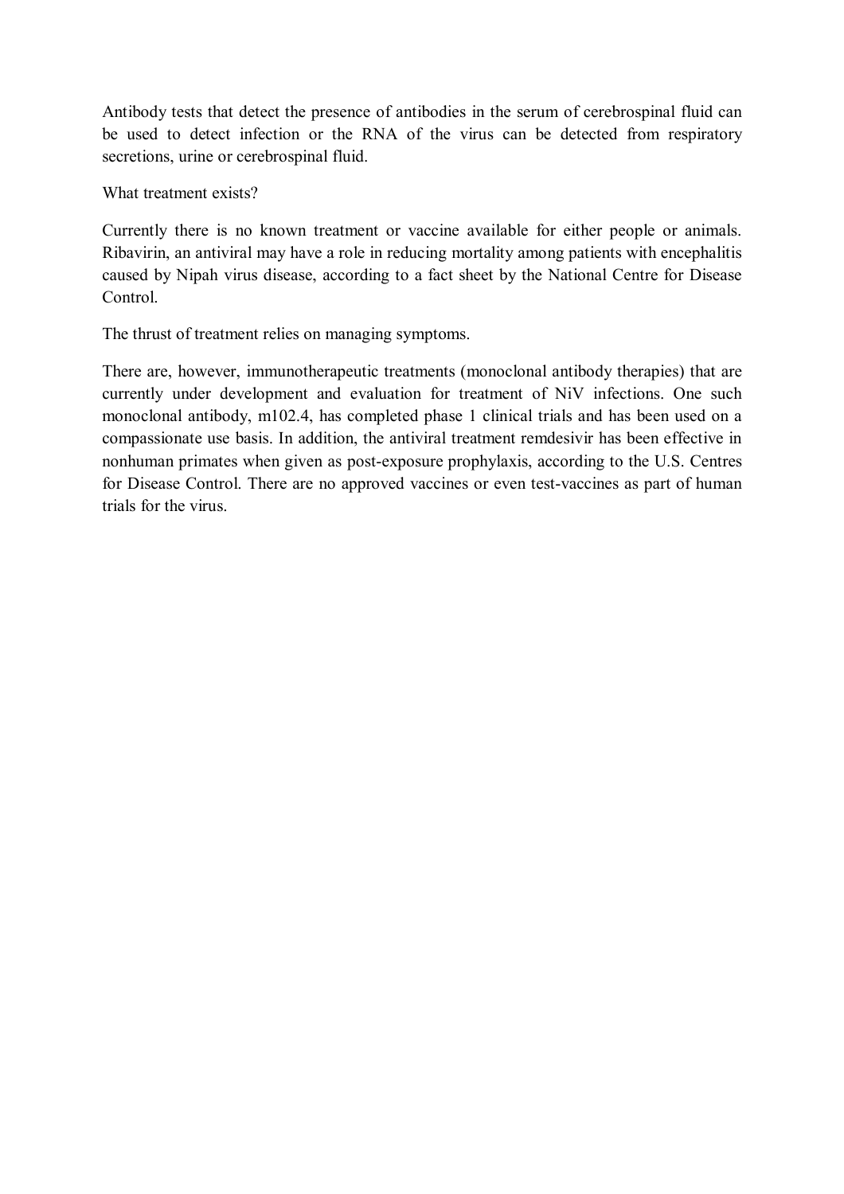Antibody tests that detect the presence of antibodies in the serum of cerebrospinal fluid can be used to detect infection or the RNA of the virus can be detected from respiratory secretions, urine or cerebrospinal fluid.

What treatment exists?

Currently there is no known treatment or vaccine available for either people or animals. Ribavirin, an antiviral may have a role in reducing mortality among patients with encephalitis caused by Nipah virus disease, according to a fact sheet by the National Centre for Disease Control.

The thrust of treatment relies on managing symptoms.

There are, however, immunotherapeutic treatments (monoclonal antibody therapies) that are currently under development and evaluation for treatment of NiV infections. One such monoclonal antibody, m102.4, has completed phase 1 clinical trials and has been used on a compassionate use basis. In addition, the antiviral treatment remdesivir has been effective in nonhuman primates when given as post-exposure prophylaxis, according to the U.S. Centres for Disease Control. There are no approved vaccines or even test-vaccines as part of human trials for the virus.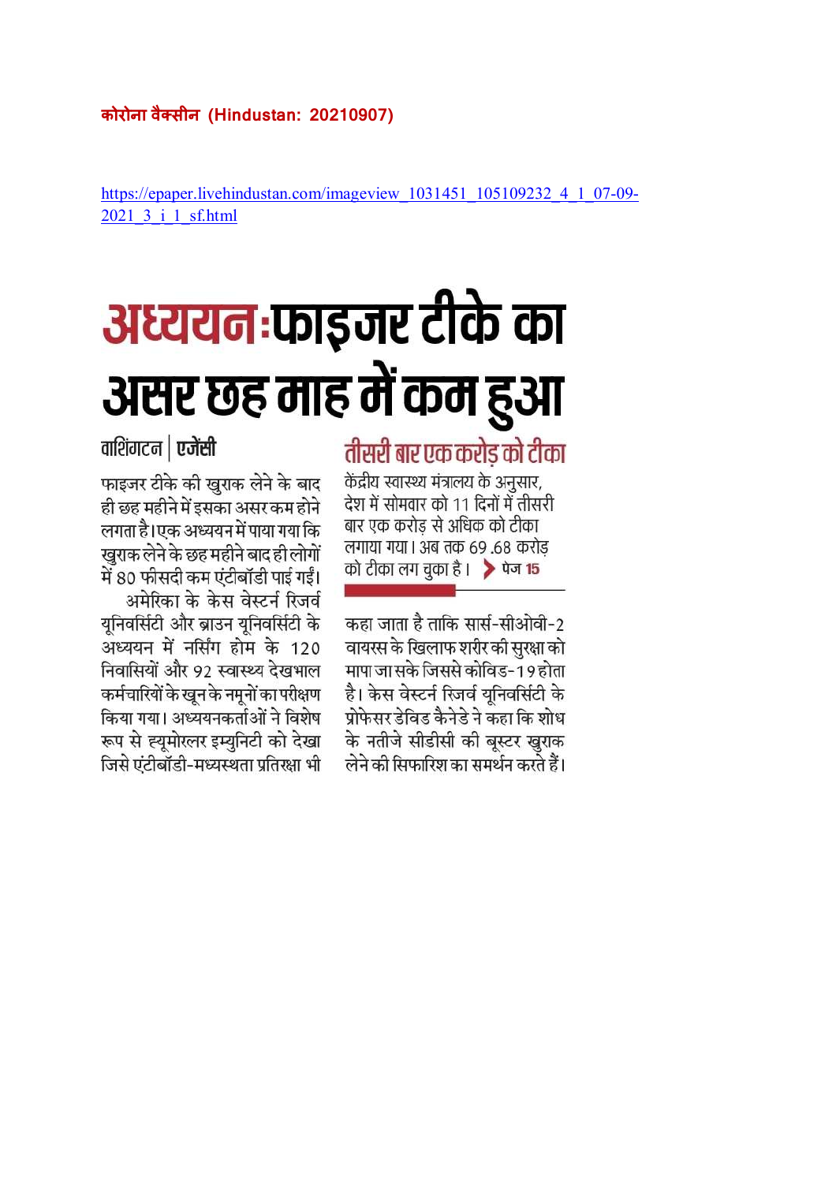**कोरोना वैक्सीन (Hindustan: 20210907)**

https://epaper.livehindustan.com/imageview_1031451_105109232_4_1_07-09-2021_3_i_1_sf.html

# अध्ययन:फाइजर टीके का असर छह माह में कम हुआ

वाशिंगटन | एजेंसी

फाइजर टीके की खुराक लेने के बाद ही छह महीने में इसका असर कम होने लगता है। एक अध्ययन में पाया गया कि खुराक लेने के छह महीने बाद ही लोगों में 80 फीसदी कम एंटीबॉडी पाई गईं।

अमेरिका के केस वेस्टर्न रिजर्व यूनिवर्सिटी और ब्राउन यूनिवर्सिटी के अध्ययन में नर्सिंग होम के 120 निवासियों और 92 स्वास्थ्य देखभाल कर्मचारियों के खून के नमूनों का परीक्षण किया गया। अध्ययनकर्ताओं ने विशेष रूप से ह्यूमोरल इम्युनिटी को देखा जिसे एंटीबॉडी-मध्यस्थता प्रतिरक्षा भी कहा जाता है ताकि सार्स-सीओवी-2 वायरस के खिलाफ शरीर की सुरक्षा को मापा जा सके जिससे कोविड-19 होता है। केस वेस्टर्न रिजर्व यूनिवर्सिटी के प्रोफेसर डेविड कैनेडे ने कहा कि शोध के नतीजे सीडीसी की बूस्टर खुराक लेने की सिफारिश का समर्थन करते हैं।

## तीसरी बार एक करोड़ को टीका

केंद्रीय स्वास्थ्य मंत्रालय के अनुसार, देश में सोमवार को 11 दिनों में तीसरी बार एक करोड़ से अधिक को टीका लगाया गया। अब तक 69 .68 करोड़ को टीका लग चुका है। › पेज 15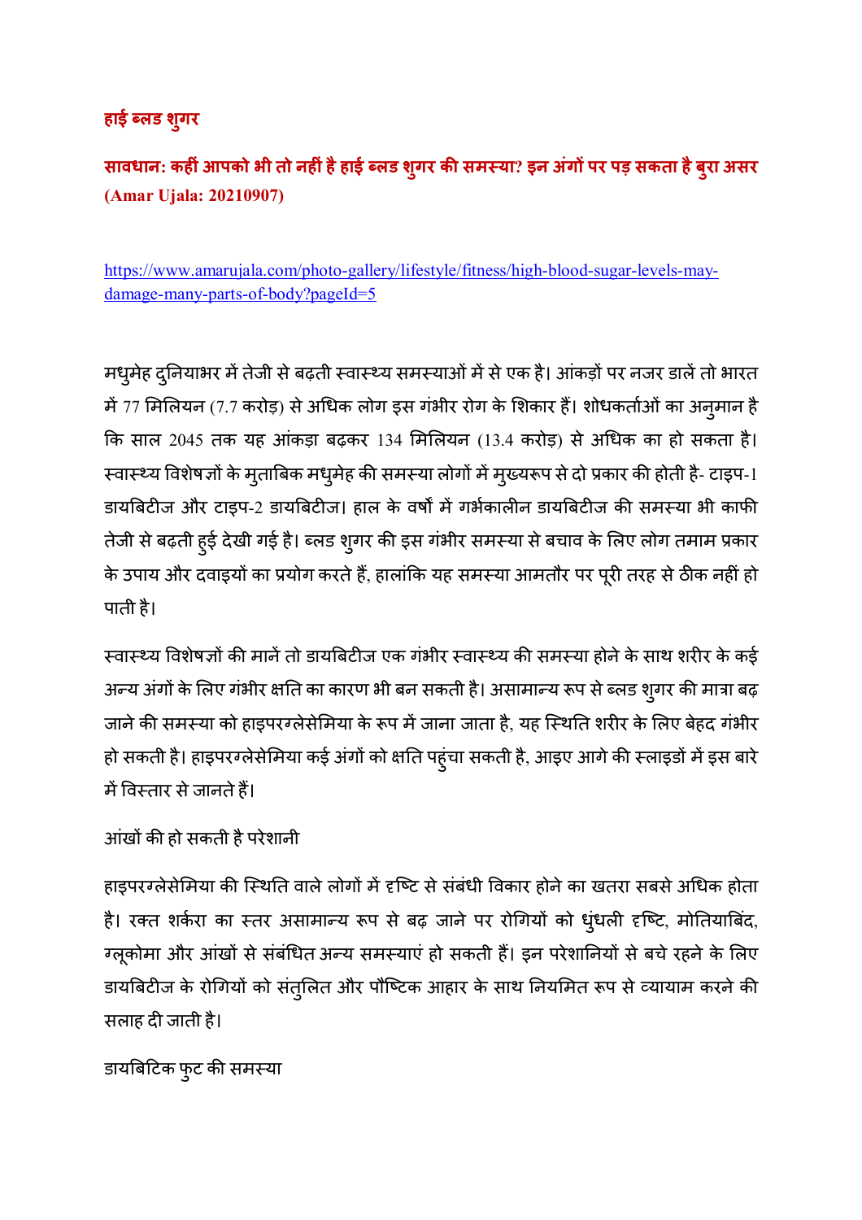## हाई ब्लड शुगर

### सावधान: कहीं आपको भी तो नहीं है हाई ब्लड शुगर की समस्या? इन अंगों पर पड़ सकता है बुरा असर (Amar Ujala: 20210907)

https://www.amarujala.com/photo-gallery/lifestyle/fitness/high-blood-sugar-levels-may-damage-many-parts-of-body?pageId=5

मधुमेह दुनियाभर में तेजी से बढ़ती स्वास्थ्य समस्याओं में से एक है। आंकड़ों पर नजर डालें तो भारत में 77 मिलियन (7.7 करोड़) से अधिक लोग इस गंभीर रोग के शिकार हैं। शोधकर्ताओं का अनुमान है कि साल 2045 तक यह आंकड़ा बढ़कर 134 मिलियन (13.4 करोड़) से अधिक का हो सकता है। स्वास्थ्य विशेषज्ञों के मुताबिक मधुमेह की समस्या लोगों में मुख्यरूप से दो प्रकार की होती है- टाइप-1 डायबिटीज और टाइप-2 डायबिटीज। हाल के वर्षों में गर्भकालीन डायबिटीज की समस्या भी काफी तेजी से बढ़ती हुई देखी गई है। ब्लड शुगर की इस गंभीर समस्या से बचाव के लिए लोग तमाम प्रकार के उपाय और दवाइयों का प्रयोग करते हैं, हालांकि यह समस्या आमतौर पर पूरी तरह से ठीक नहीं हो पाती है।

स्वास्थ्य विशेषज्ञों की मानें तो डायबिटीज एक गंभीर स्वास्थ्य की समस्या होने के साथ शरीर के कई अन्य अंगों के लिए गंभीर क्षति का कारण भी बन सकती है। असामान्य रूप से ब्लड शुगर की मात्रा बढ़ जाने की समस्या को हाइपरग्लेसेमिया के रूप में जाना जाता है, यह स्थिति शरीर के लिए बेहद गंभीर हो सकती है। हाइपरग्लेसेमिया कई अंगों को क्षति पहुंचा सकती है, आइए आगे की स्लाइडों में इस बारे में विस्तार से जानते हैं।

आंखों की हो सकती है परेशानी

हाइपरग्लेसेमिया की स्थिति वाले लोगों में दृष्टि से संबंधी विकार होने का खतरा सबसे अधिक होता है। रक्त शर्करा का स्तर असामान्य रूप से बढ़ जाने पर रोगियों को धुंधली दृष्टि, मोतियाबिंद, ग्लूकोमा और आंखों से संबंधित अन्य समस्याएं हो सकती हैं। इन परेशानियों से बचे रहने के लिए डायबिटीज के रोगियों को संतुलित और पौष्टिक आहार के साथ नियमित रूप से व्यायाम करने की सलाह दी जाती है।

डायबिटिक फुट की समस्या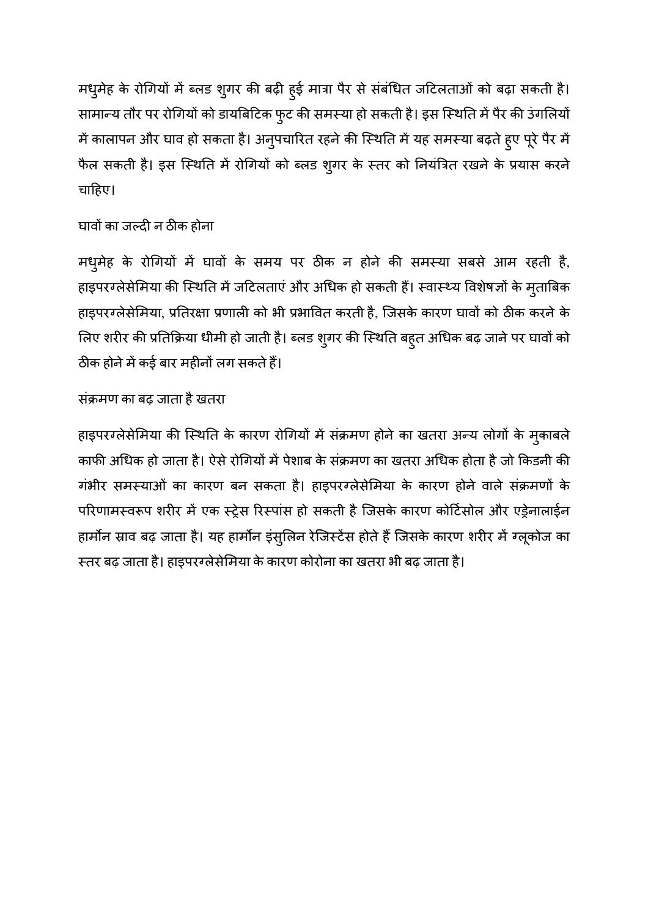मधुमेह के रोगियों में ब्लड शुगर की बढ़ी हुई मात्रा पैर से संबंधित जटिलताओं को बढ़ा सकती है। सामान्य तौर पर रोगियों को डायबिटिक फुट की समस्या हो सकती है। इस स्थिति में पैर की उंगलियों में कालापन और घाव हो सकता है। अनुपचारित रहने की स्थिति में यह समस्या बढ़ते हुए पूरे पैर में फैल सकती है। इस स्थिति में रोगियों को ब्लड शुगर के स्तर को नियंत्रित रखने के प्रयास करने चाहिए।

घावों का जल्दी न ठीक होना

मधुमेह के रोगियों में घावों के समय पर ठीक न होने की समस्या सबसे आम रहती है, हाइपरग्लेसेमिया की स्थिति में जटिलताएं और अधिक हो सकती हैं। स्वास्थ्य विशेषज्ञों के मुताबिक हाइपरग्लेसेमिया, प्रतिरक्षा प्रणाली को भी प्रभावित करती है, जिसके कारण घावों को ठीक करने के लिए शरीर की प्रतिक्रिया धीमी हो जाती है। ब्लड शुगर की स्थिति बहुत अधिक बढ़ जाने पर घावों को ठीक होने में कई बार महीनों लग सकते हैं।

संक्रमण का बढ़ जाता है खतरा

हाइपरग्लेसेमिया की स्थिति के कारण रोगियों में संक्रमण होने का खतरा अन्य लोगों के मुकाबले काफी अधिक हो जाता है। ऐसे रोगियों में पेशाब के संक्रमण का खतरा अधिक होता है जो किडनी की गंभीर समस्याओं का कारण बन सकता है। हाइपरग्लेसेमिया के कारण होने वाले संक्रमणों के परिणामस्वरूप शरीर में एक स्ट्रेस रिस्पांस हो सकती है जिसके कारण कोर्टिसोल और एड्रेनालाईन हार्मोन स्राव बढ़ जाता है। यह हार्मोन इंसुलिन रेजिस्टेंस होते हैं जिसके कारण शरीर में ग्लूकोज का स्तर बढ़ जाता है। हाइपरग्लेसेमिया के कारण कोरोना का खतरा भी बढ़ जाता है।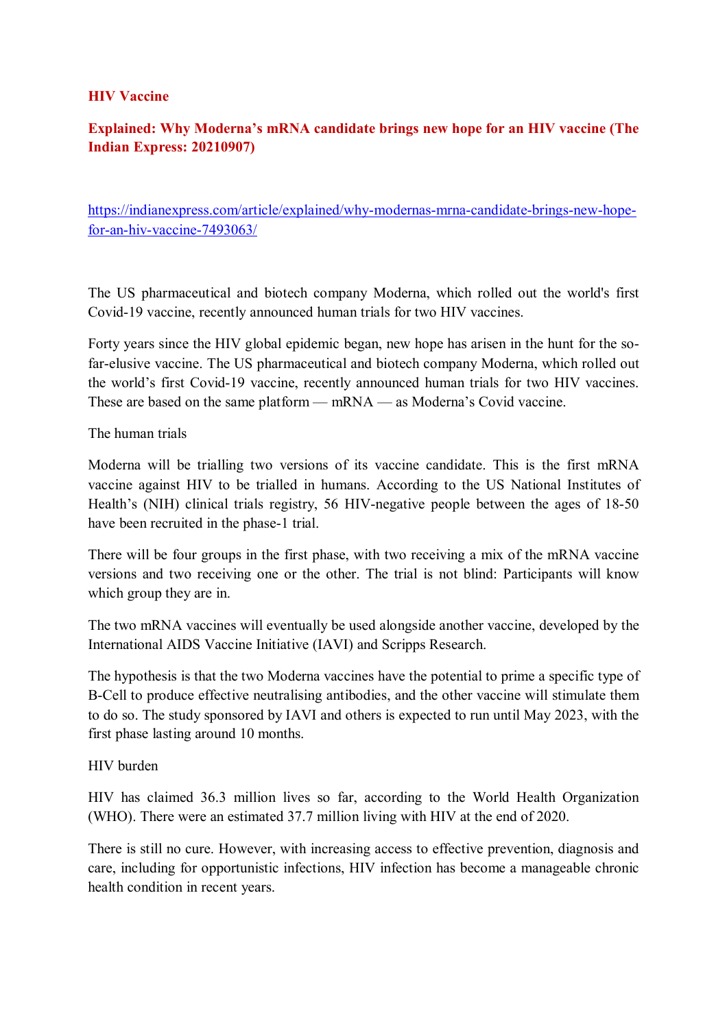## HIV Vaccine

### Explained: Why Moderna's mRNA candidate brings new hope for an HIV vaccine (The Indian Express: 20210907)

https://indianexpress.com/article/explained/why-modernas-mrna-candidate-brings-new-hope-for-an-hiv-vaccine-7493063/

The US pharmaceutical and biotech company Moderna, which rolled out the world's first Covid-19 vaccine, recently announced human trials for two HIV vaccines.

Forty years since the HIV global epidemic began, new hope has arisen in the hunt for the so-far-elusive vaccine. The US pharmaceutical and biotech company Moderna, which rolled out the world's first Covid-19 vaccine, recently announced human trials for two HIV vaccines. These are based on the same platform — mRNA — as Moderna's Covid vaccine.

The human trials

Moderna will be trialling two versions of its vaccine candidate. This is the first mRNA vaccine against HIV to be trialled in humans. According to the US National Institutes of Health's (NIH) clinical trials registry, 56 HIV-negative people between the ages of 18-50 have been recruited in the phase-1 trial.

There will be four groups in the first phase, with two receiving a mix of the mRNA vaccine versions and two receiving one or the other. The trial is not blind: Participants will know which group they are in.

The two mRNA vaccines will eventually be used alongside another vaccine, developed by the International AIDS Vaccine Initiative (IAVI) and Scripps Research.

The hypothesis is that the two Moderna vaccines have the potential to prime a specific type of B-Cell to produce effective neutralising antibodies, and the other vaccine will stimulate them to do so. The study sponsored by IAVI and others is expected to run until May 2023, with the first phase lasting around 10 months.

HIV burden

HIV has claimed 36.3 million lives so far, according to the World Health Organization (WHO). There were an estimated 37.7 million living with HIV at the end of 2020.

There is still no cure. However, with increasing access to effective prevention, diagnosis and care, including for opportunistic infections, HIV infection has become a manageable chronic health condition in recent years.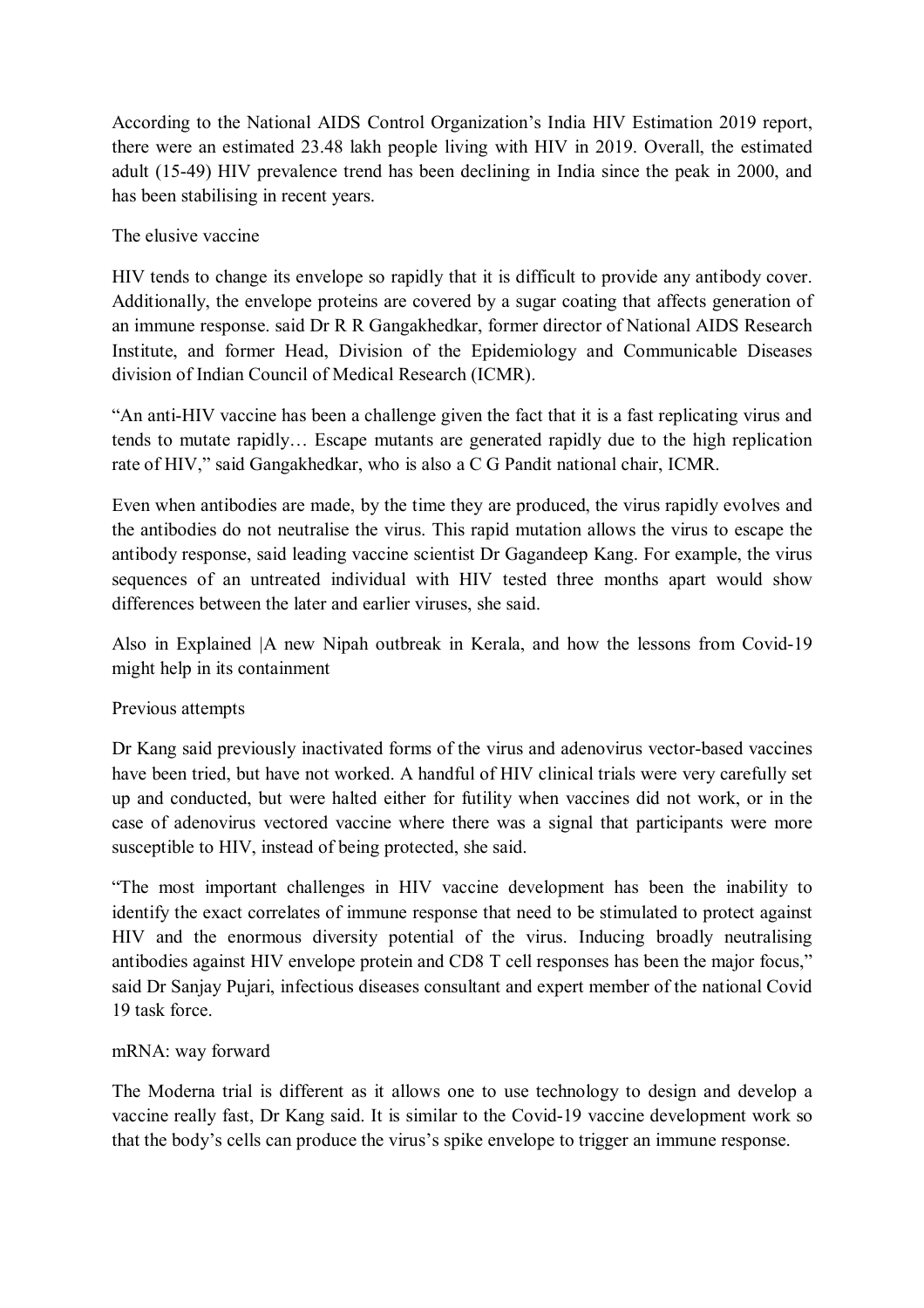According to the National AIDS Control Organization's India HIV Estimation 2019 report, there were an estimated 23.48 lakh people living with HIV in 2019. Overall, the estimated adult (15-49) HIV prevalence trend has been declining in India since the peak in 2000, and has been stabilising in recent years.

## The elusive vaccine

HIV tends to change its envelope so rapidly that it is difficult to provide any antibody cover. Additionally, the envelope proteins are covered by a sugar coating that affects generation of an immune response. said Dr R R Gangakhedkar, former director of National AIDS Research Institute, and former Head, Division of the Epidemiology and Communicable Diseases division of Indian Council of Medical Research (ICMR).

"An anti-HIV vaccine has been a challenge given the fact that it is a fast replicating virus and tends to mutate rapidly… Escape mutants are generated rapidly due to the high replication rate of HIV," said Gangakhedkar, who is also a C G Pandit national chair, ICMR.

Even when antibodies are made, by the time they are produced, the virus rapidly evolves and the antibodies do not neutralise the virus. This rapid mutation allows the virus to escape the antibody response, said leading vaccine scientist Dr Gagandeep Kang. For example, the virus sequences of an untreated individual with HIV tested three months apart would show differences between the later and earlier viruses, she said.

Also in Explained |A new Nipah outbreak in Kerala, and how the lessons from Covid-19 might help in its containment

## Previous attempts

Dr Kang said previously inactivated forms of the virus and adenovirus vector-based vaccines have been tried, but have not worked. A handful of HIV clinical trials were very carefully set up and conducted, but were halted either for futility when vaccines did not work, or in the case of adenovirus vectored vaccine where there was a signal that participants were more susceptible to HIV, instead of being protected, she said.

"The most important challenges in HIV vaccine development has been the inability to identify the exact correlates of immune response that need to be stimulated to protect against HIV and the enormous diversity potential of the virus. Inducing broadly neutralising antibodies against HIV envelope protein and CD8 T cell responses has been the major focus," said Dr Sanjay Pujari, infectious diseases consultant and expert member of the national Covid 19 task force.

## mRNA: way forward

The Moderna trial is different as it allows one to use technology to design and develop a vaccine really fast, Dr Kang said. It is similar to the Covid-19 vaccine development work so that the body's cells can produce the virus's spike envelope to trigger an immune response.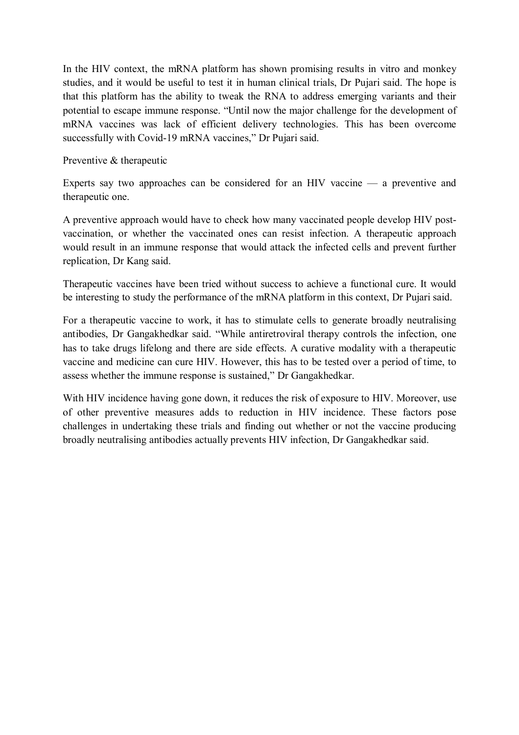In the HIV context, the mRNA platform has shown promising results in vitro and monkey studies, and it would be useful to test it in human clinical trials, Dr Pujari said. The hope is that this platform has the ability to tweak the RNA to address emerging variants and their potential to escape immune response. “Until now the major challenge for the development of mRNA vaccines was lack of efficient delivery technologies. This has been overcome successfully with Covid-19 mRNA vaccines,” Dr Pujari said.

## Preventive & therapeutic

Experts say two approaches can be considered for an HIV vaccine — a preventive and therapeutic one.

A preventive approach would have to check how many vaccinated people develop HIV post-vaccination, or whether the vaccinated ones can resist infection. A therapeutic approach would result in an immune response that would attack the infected cells and prevent further replication, Dr Kang said.

Therapeutic vaccines have been tried without success to achieve a functional cure. It would be interesting to study the performance of the mRNA platform in this context, Dr Pujari said.

For a therapeutic vaccine to work, it has to stimulate cells to generate broadly neutralising antibodies, Dr Gangakhedkar said. “While antiretroviral therapy controls the infection, one has to take drugs lifelong and there are side effects. A curative modality with a therapeutic vaccine and medicine can cure HIV. However, this has to be tested over a period of time, to assess whether the immune response is sustained,” Dr Gangakhedkar.

With HIV incidence having gone down, it reduces the risk of exposure to HIV. Moreover, use of other preventive measures adds to reduction in HIV incidence. These factors pose challenges in undertaking these trials and finding out whether or not the vaccine producing broadly neutralising antibodies actually prevents HIV infection, Dr Gangakhedkar said.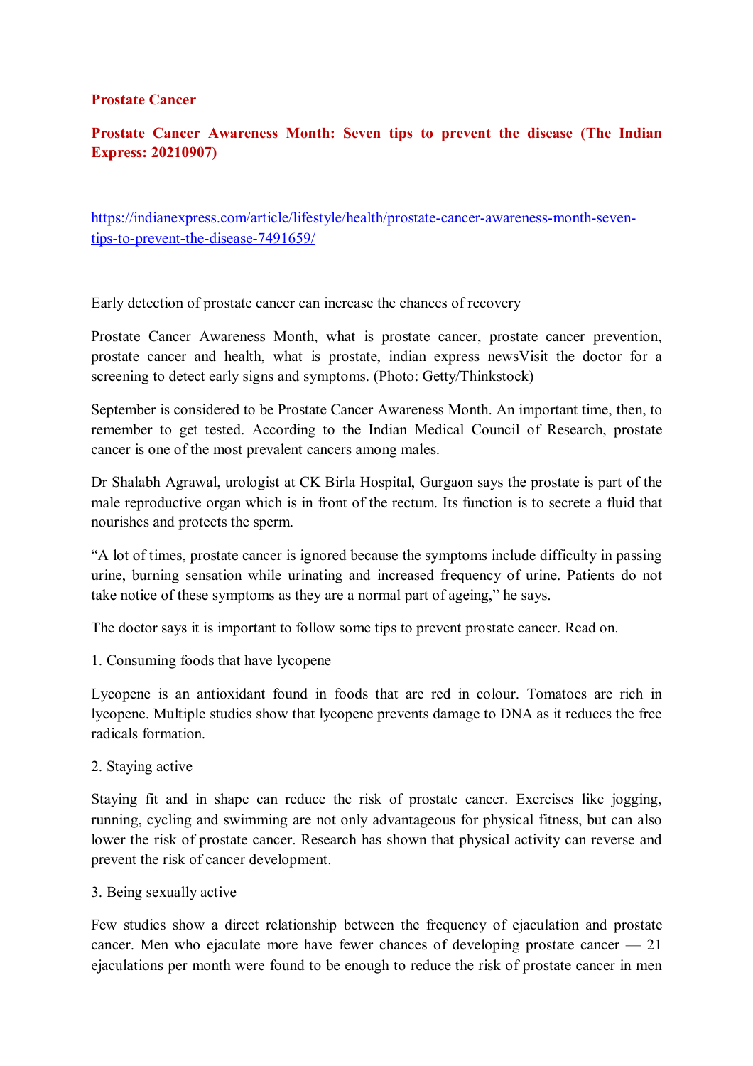**Prostate Cancer**

**Prostate Cancer Awareness Month: Seven tips to prevent the disease (The Indian Express: 20210907)**

https://indianexpress.com/article/lifestyle/health/prostate-cancer-awareness-month-seven-tips-to-prevent-the-disease-7491659/

Early detection of prostate cancer can increase the chances of recovery

Prostate Cancer Awareness Month, what is prostate cancer, prostate cancer prevention, prostate cancer and health, what is prostate, indian express newsVisit the doctor for a screening to detect early signs and symptoms. (Photo: Getty/Thinkstock)

September is considered to be Prostate Cancer Awareness Month. An important time, then, to remember to get tested. According to the Indian Medical Council of Research, prostate cancer is one of the most prevalent cancers among males.

Dr Shalabh Agrawal, urologist at CK Birla Hospital, Gurgaon says the prostate is part of the male reproductive organ which is in front of the rectum. Its function is to secrete a fluid that nourishes and protects the sperm.

"A lot of times, prostate cancer is ignored because the symptoms include difficulty in passing urine, burning sensation while urinating and increased frequency of urine. Patients do not take notice of these symptoms as they are a normal part of ageing," he says.

The doctor says it is important to follow some tips to prevent prostate cancer. Read on.

1. Consuming foods that have lycopene

Lycopene is an antioxidant found in foods that are red in colour. Tomatoes are rich in lycopene. Multiple studies show that lycopene prevents damage to DNA as it reduces the free radicals formation.

2. Staying active

Staying fit and in shape can reduce the risk of prostate cancer. Exercises like jogging, running, cycling and swimming are not only advantageous for physical fitness, but can also lower the risk of prostate cancer. Research has shown that physical activity can reverse and prevent the risk of cancer development.

3. Being sexually active

Few studies show a direct relationship between the frequency of ejaculation and prostate cancer. Men who ejaculate more have fewer chances of developing prostate cancer — 21 ejaculations per month were found to be enough to reduce the risk of prostate cancer in men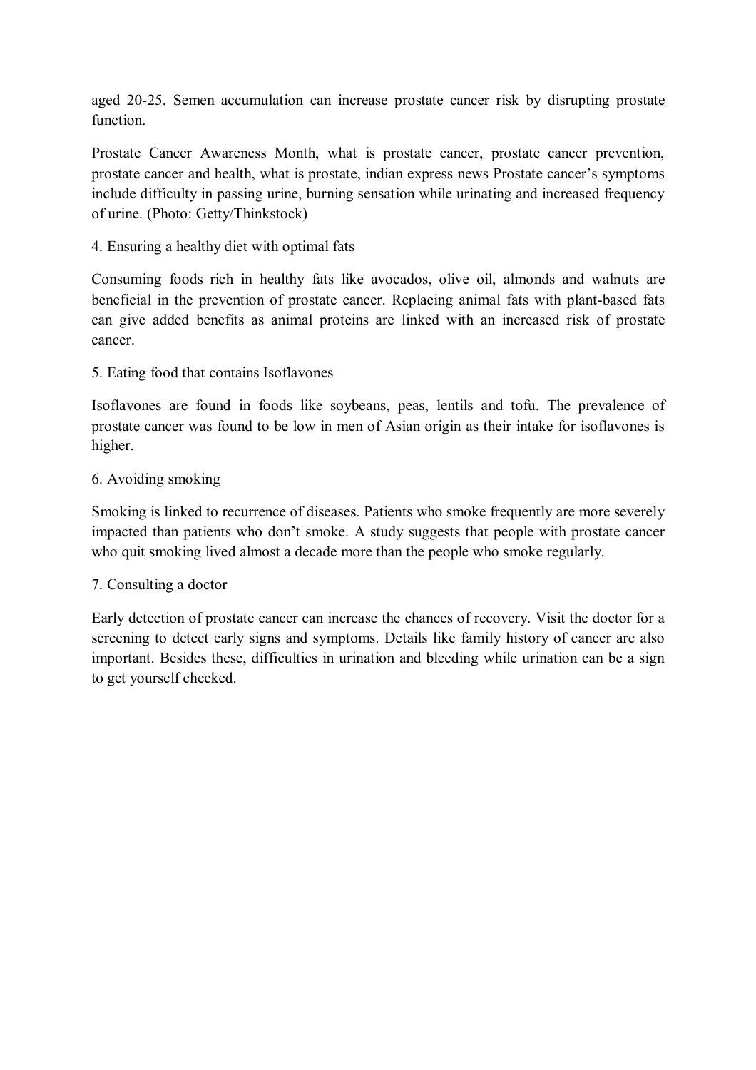aged 20-25. Semen accumulation can increase prostate cancer risk by disrupting prostate function.

Prostate Cancer Awareness Month, what is prostate cancer, prostate cancer prevention, prostate cancer and health, what is prostate, indian express news Prostate cancer's symptoms include difficulty in passing urine, burning sensation while urinating and increased frequency of urine. (Photo: Getty/Thinkstock)

4. Ensuring a healthy diet with optimal fats

Consuming foods rich in healthy fats like avocados, olive oil, almonds and walnuts are beneficial in the prevention of prostate cancer. Replacing animal fats with plant-based fats can give added benefits as animal proteins are linked with an increased risk of prostate cancer.

5. Eating food that contains Isoflavones

Isoflavones are found in foods like soybeans, peas, lentils and tofu. The prevalence of prostate cancer was found to be low in men of Asian origin as their intake for isoflavones is higher.

6. Avoiding smoking

Smoking is linked to recurrence of diseases. Patients who smoke frequently are more severely impacted than patients who don't smoke. A study suggests that people with prostate cancer who quit smoking lived almost a decade more than the people who smoke regularly.

7. Consulting a doctor

Early detection of prostate cancer can increase the chances of recovery. Visit the doctor for a screening to detect early signs and symptoms. Details like family history of cancer are also important. Besides these, difficulties in urination and bleeding while urination can be a sign to get yourself checked.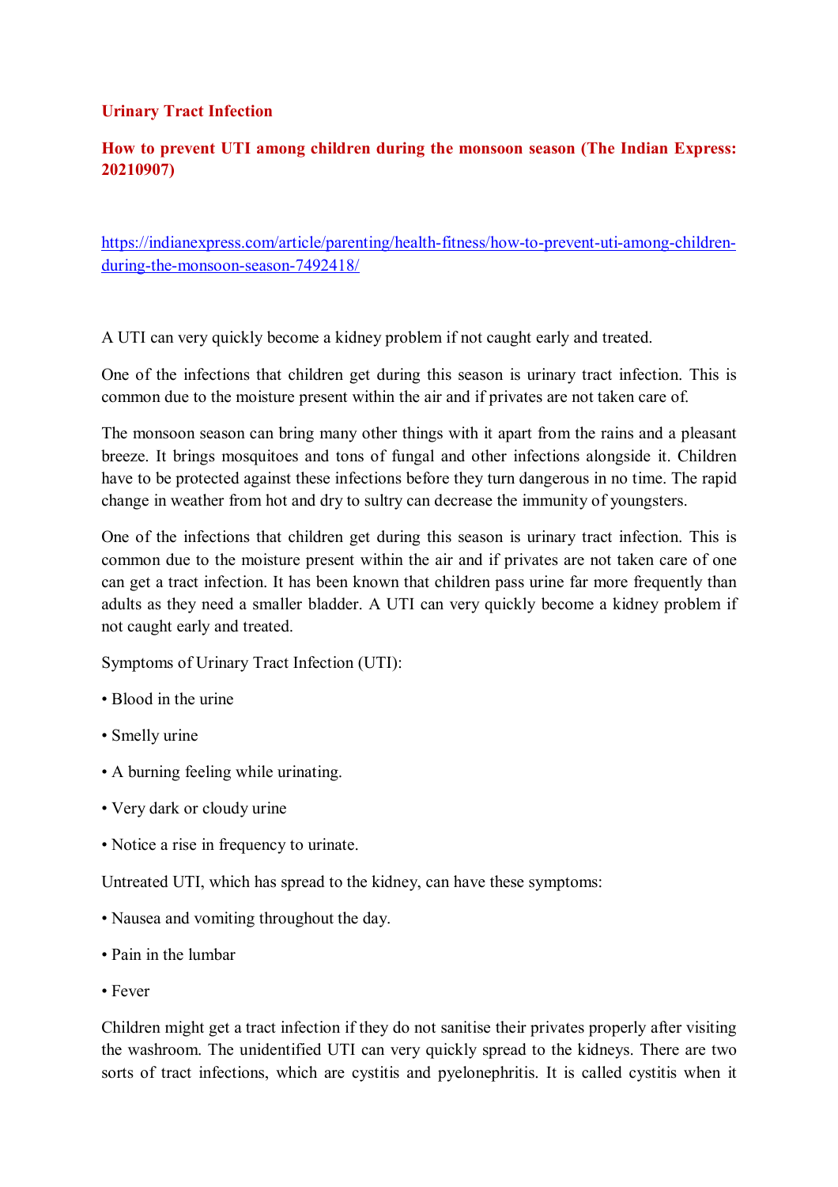**Urinary Tract Infection**

**How to prevent UTI among children during the monsoon season (The Indian Express: 20210907)**

https://indianexpress.com/article/parenting/health-fitness/how-to-prevent-uti-among-children-during-the-monsoon-season-7492418/

A UTI can very quickly become a kidney problem if not caught early and treated.

One of the infections that children get during this season is urinary tract infection. This is common due to the moisture present within the air and if privates are not taken care of.

The monsoon season can bring many other things with it apart from the rains and a pleasant breeze. It brings mosquitoes and tons of fungal and other infections alongside it. Children have to be protected against these infections before they turn dangerous in no time. The rapid change in weather from hot and dry to sultry can decrease the immunity of youngsters.

One of the infections that children get during this season is urinary tract infection. This is common due to the moisture present within the air and if privates are not taken care of one can get a tract infection. It has been known that children pass urine far more frequently than adults as they need a smaller bladder. A UTI can very quickly become a kidney problem if not caught early and treated.

Symptoms of Urinary Tract Infection (UTI):

- Blood in the urine
- Smelly urine
- A burning feeling while urinating.
- Very dark or cloudy urine
- Notice a rise in frequency to urinate.

Untreated UTI, which has spread to the kidney, can have these symptoms:

- Nausea and vomiting throughout the day.
- Pain in the lumbar
- Fever

Children might get a tract infection if they do not sanitise their privates properly after visiting the washroom. The unidentified UTI can very quickly spread to the kidneys. There are two sorts of tract infections, which are cystitis and pyelonephritis. It is called cystitis when it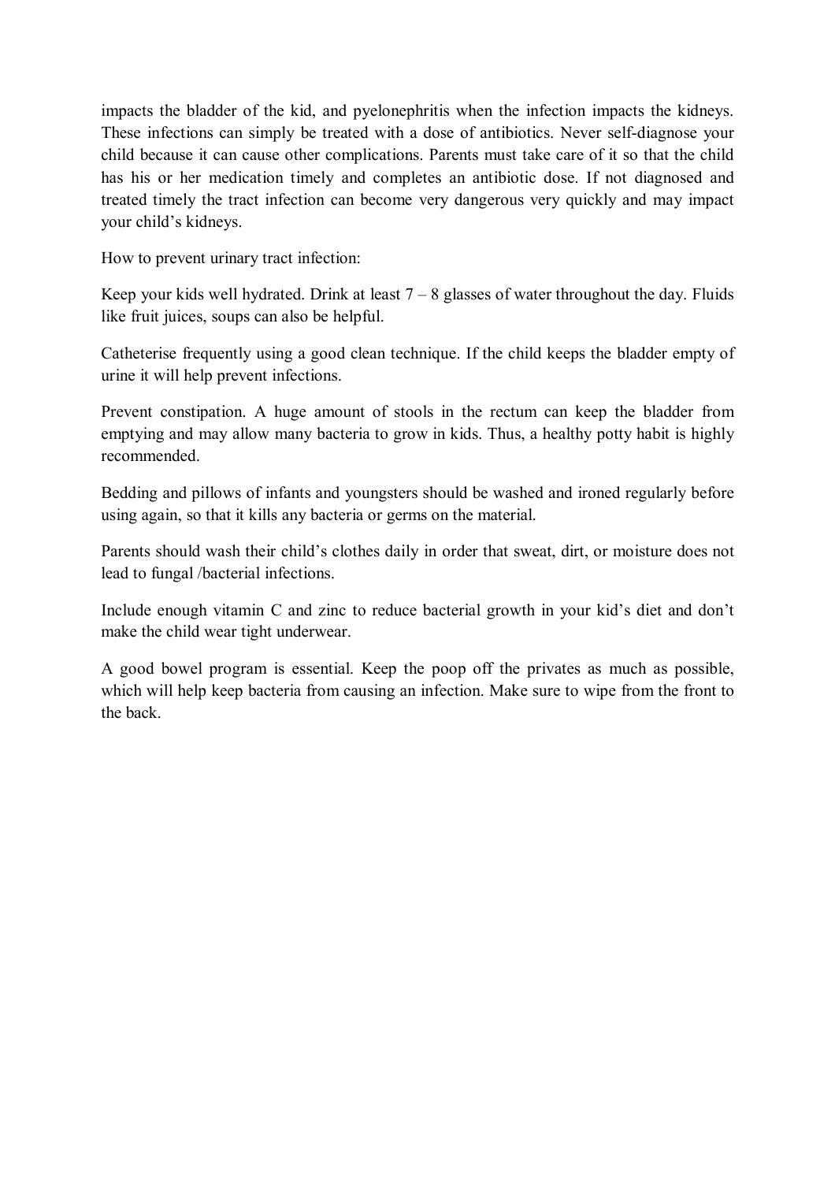impacts the bladder of the kid, and pyelonephritis when the infection impacts the kidneys. These infections can simply be treated with a dose of antibiotics. Never self-diagnose your child because it can cause other complications. Parents must take care of it so that the child has his or her medication timely and completes an antibiotic dose. If not diagnosed and treated timely the tract infection can become very dangerous very quickly and may impact your child's kidneys.

How to prevent urinary tract infection:

Keep your kids well hydrated. Drink at least 7 – 8 glasses of water throughout the day. Fluids like fruit juices, soups can also be helpful.

Catheterise frequently using a good clean technique. If the child keeps the bladder empty of urine it will help prevent infections.

Prevent constipation. A huge amount of stools in the rectum can keep the bladder from emptying and may allow many bacteria to grow in kids. Thus, a healthy potty habit is highly recommended.

Bedding and pillows of infants and youngsters should be washed and ironed regularly before using again, so that it kills any bacteria or germs on the material.

Parents should wash their child's clothes daily in order that sweat, dirt, or moisture does not lead to fungal /bacterial infections.

Include enough vitamin C and zinc to reduce bacterial growth in your kid's diet and don't make the child wear tight underwear.

A good bowel program is essential. Keep the poop off the privates as much as possible, which will help keep bacteria from causing an infection. Make sure to wipe from the front to the back.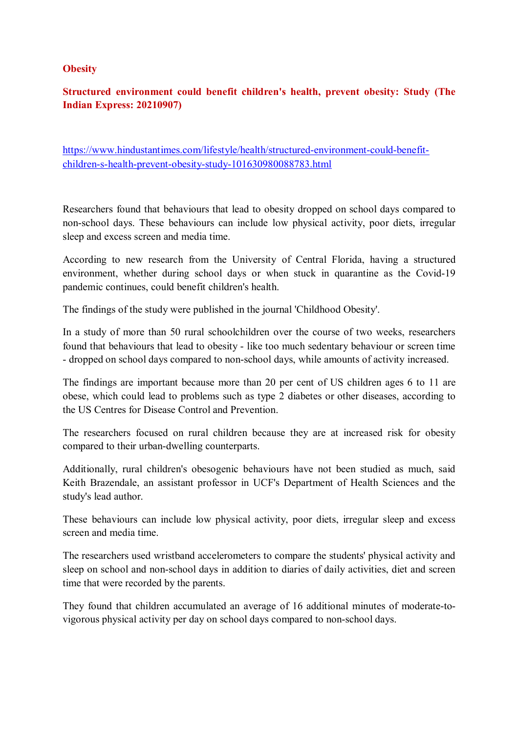**Obesity**

**Structured environment could benefit children's health, prevent obesity: Study (The Indian Express: 20210907)**

https://www.hindustantimes.com/lifestyle/health/structured-environment-could-benefit-children-s-health-prevent-obesity-study-101630980088783.html

Researchers found that behaviours that lead to obesity dropped on school days compared to non-school days. These behaviours can include low physical activity, poor diets, irregular sleep and excess screen and media time.

According to new research from the University of Central Florida, having a structured environment, whether during school days or when stuck in quarantine as the Covid-19 pandemic continues, could benefit children's health.

The findings of the study were published in the journal 'Childhood Obesity'.

In a study of more than 50 rural schoolchildren over the course of two weeks, researchers found that behaviours that lead to obesity - like too much sedentary behaviour or screen time - dropped on school days compared to non-school days, while amounts of activity increased.

The findings are important because more than 20 per cent of US children ages 6 to 11 are obese, which could lead to problems such as type 2 diabetes or other diseases, according to the US Centres for Disease Control and Prevention.

The researchers focused on rural children because they are at increased risk for obesity compared to their urban-dwelling counterparts.

Additionally, rural children's obesogenic behaviours have not been studied as much, said Keith Brazendale, an assistant professor in UCF's Department of Health Sciences and the study's lead author.

These behaviours can include low physical activity, poor diets, irregular sleep and excess screen and media time.

The researchers used wristband accelerometers to compare the students' physical activity and sleep on school and non-school days in addition to diaries of daily activities, diet and screen time that were recorded by the parents.

They found that children accumulated an average of 16 additional minutes of moderate-to-vigorous physical activity per day on school days compared to non-school days.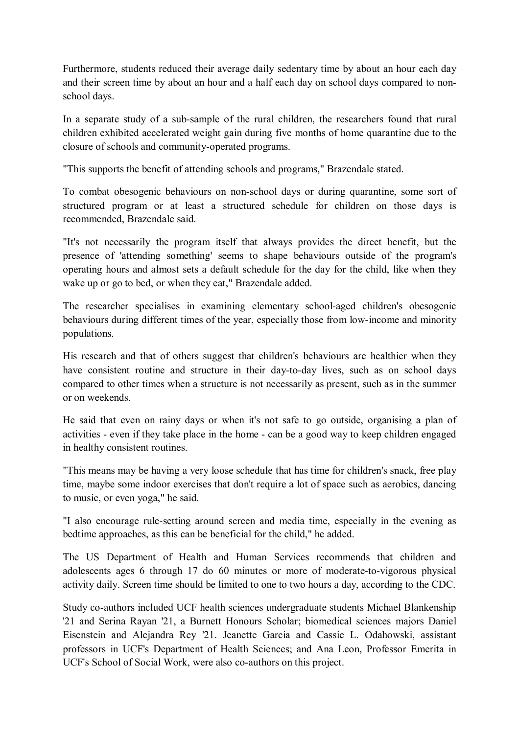Furthermore, students reduced their average daily sedentary time by about an hour each day and their screen time by about an hour and a half each day on school days compared to non-school days.

In a separate study of a sub-sample of the rural children, the researchers found that rural children exhibited accelerated weight gain during five months of home quarantine due to the closure of schools and community-operated programs.

"This supports the benefit of attending schools and programs," Brazendale stated.

To combat obesogenic behaviours on non-school days or during quarantine, some sort of structured program or at least a structured schedule for children on those days is recommended, Brazendale said.

"It's not necessarily the program itself that always provides the direct benefit, but the presence of 'attending something' seems to shape behaviours outside of the program's operating hours and almost sets a default schedule for the day for the child, like when they wake up or go to bed, or when they eat," Brazendale added.

The researcher specialises in examining elementary school-aged children's obesogenic behaviours during different times of the year, especially those from low-income and minority populations.

His research and that of others suggest that children's behaviours are healthier when they have consistent routine and structure in their day-to-day lives, such as on school days compared to other times when a structure is not necessarily as present, such as in the summer or on weekends.

He said that even on rainy days or when it's not safe to go outside, organising a plan of activities - even if they take place in the home - can be a good way to keep children engaged in healthy consistent routines.

"This means may be having a very loose schedule that has time for children's snack, free play time, maybe some indoor exercises that don't require a lot of space such as aerobics, dancing to music, or even yoga," he said.

"I also encourage rule-setting around screen and media time, especially in the evening as bedtime approaches, as this can be beneficial for the child," he added.

The US Department of Health and Human Services recommends that children and adolescents ages 6 through 17 do 60 minutes or more of moderate-to-vigorous physical activity daily. Screen time should be limited to one to two hours a day, according to the CDC.

Study co-authors included UCF health sciences undergraduate students Michael Blankenship '21 and Serina Rayan '21, a Burnett Honours Scholar; biomedical sciences majors Daniel Eisenstein and Alejandra Rey '21. Jeanette Garcia and Cassie L. Odahowski, assistant professors in UCF's Department of Health Sciences; and Ana Leon, Professor Emerita in UCF's School of Social Work, were also co-authors on this project.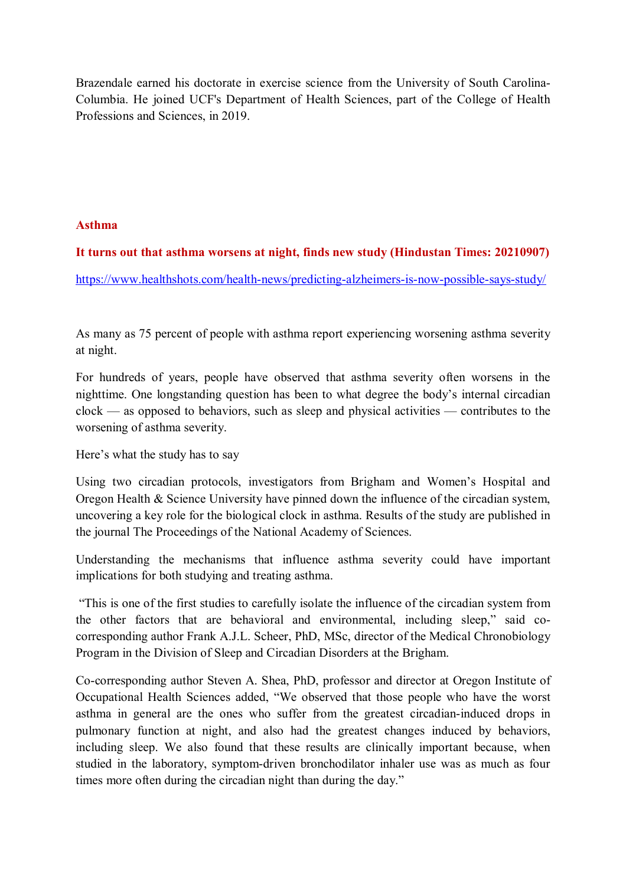Brazendale earned his doctorate in exercise science from the University of South Carolina-Columbia. He joined UCF's Department of Health Sciences, part of the College of Health Professions and Sciences, in 2019.

## Asthma

### It turns out that asthma worsens at night, finds new study (Hindustan Times: 20210907)

https://www.healthshots.com/health-news/predicting-alzheimers-is-now-possible-says-study/

As many as 75 percent of people with asthma report experiencing worsening asthma severity at night.

For hundreds of years, people have observed that asthma severity often worsens in the nighttime. One longstanding question has been to what degree the body's internal circadian clock — as opposed to behaviors, such as sleep and physical activities — contributes to the worsening of asthma severity.

Here's what the study has to say

Using two circadian protocols, investigators from Brigham and Women's Hospital and Oregon Health & Science University have pinned down the influence of the circadian system, uncovering a key role for the biological clock in asthma. Results of the study are published in the journal The Proceedings of the National Academy of Sciences.

Understanding the mechanisms that influence asthma severity could have important implications for both studying and treating asthma.

"This is one of the first studies to carefully isolate the influence of the circadian system from the other factors that are behavioral and environmental, including sleep," said co-corresponding author Frank A.J.L. Scheer, PhD, MSc, director of the Medical Chronobiology Program in the Division of Sleep and Circadian Disorders at the Brigham.

Co-corresponding author Steven A. Shea, PhD, professor and director at Oregon Institute of Occupational Health Sciences added, "We observed that those people who have the worst asthma in general are the ones who suffer from the greatest circadian-induced drops in pulmonary function at night, and also had the greatest changes induced by behaviors, including sleep. We also found that these results are clinically important because, when studied in the laboratory, symptom-driven bronchodilator inhaler use was as much as four times more often during the circadian night than during the day."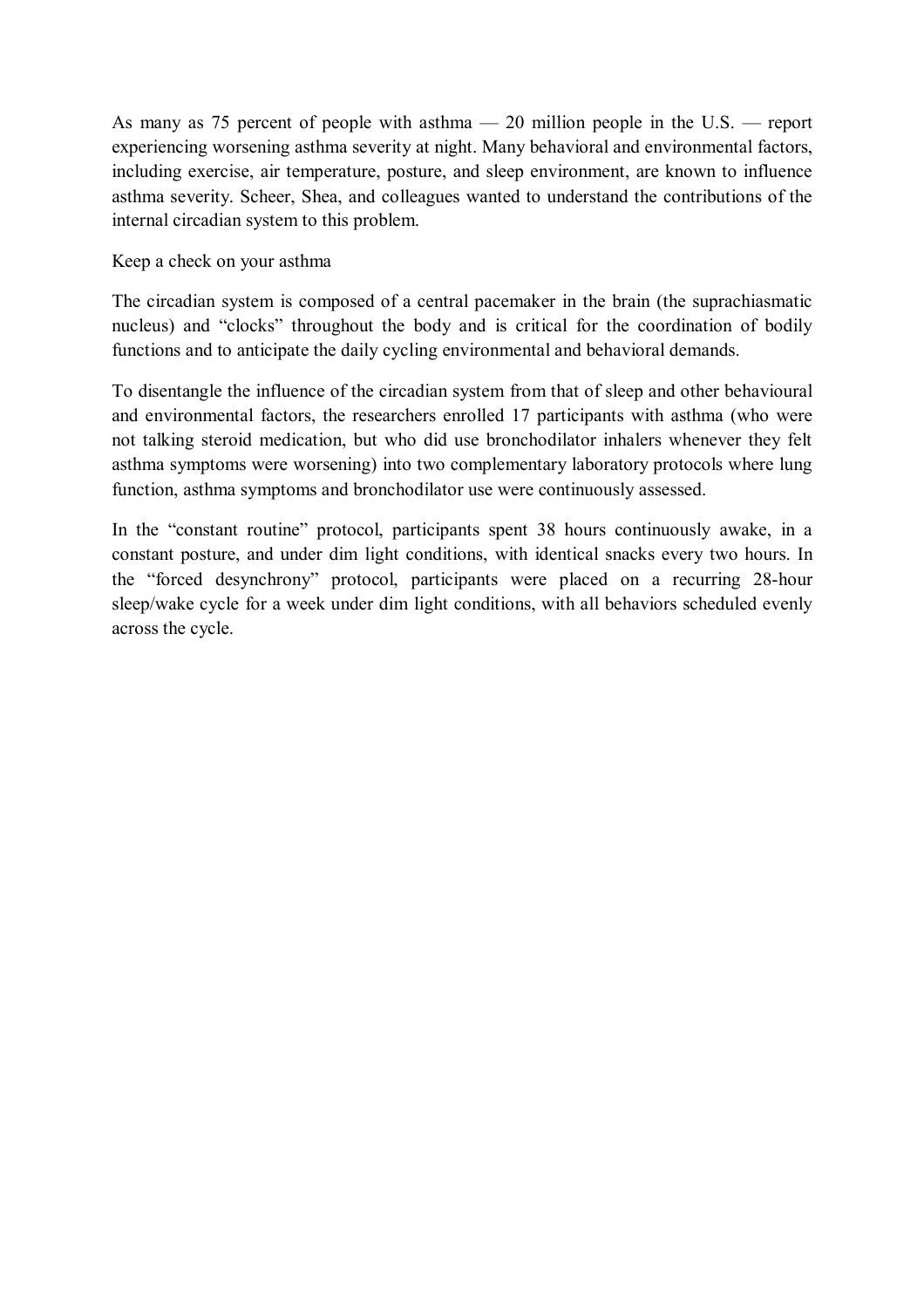As many as 75 percent of people with asthma — 20 million people in the U.S. — report experiencing worsening asthma severity at night. Many behavioral and environmental factors, including exercise, air temperature, posture, and sleep environment, are known to influence asthma severity. Scheer, Shea, and colleagues wanted to understand the contributions of the internal circadian system to this problem.

Keep a check on your asthma

The circadian system is composed of a central pacemaker in the brain (the suprachiasmatic nucleus) and "clocks" throughout the body and is critical for the coordination of bodily functions and to anticipate the daily cycling environmental and behavioral demands.

To disentangle the influence of the circadian system from that of sleep and other behavioural and environmental factors, the researchers enrolled 17 participants with asthma (who were not talking steroid medication, but who did use bronchodilator inhalers whenever they felt asthma symptoms were worsening) into two complementary laboratory protocols where lung function, asthma symptoms and bronchodilator use were continuously assessed.

In the "constant routine" protocol, participants spent 38 hours continuously awake, in a constant posture, and under dim light conditions, with identical snacks every two hours. In the "forced desynchrony" protocol, participants were placed on a recurring 28-hour sleep/wake cycle for a week under dim light conditions, with all behaviors scheduled evenly across the cycle.